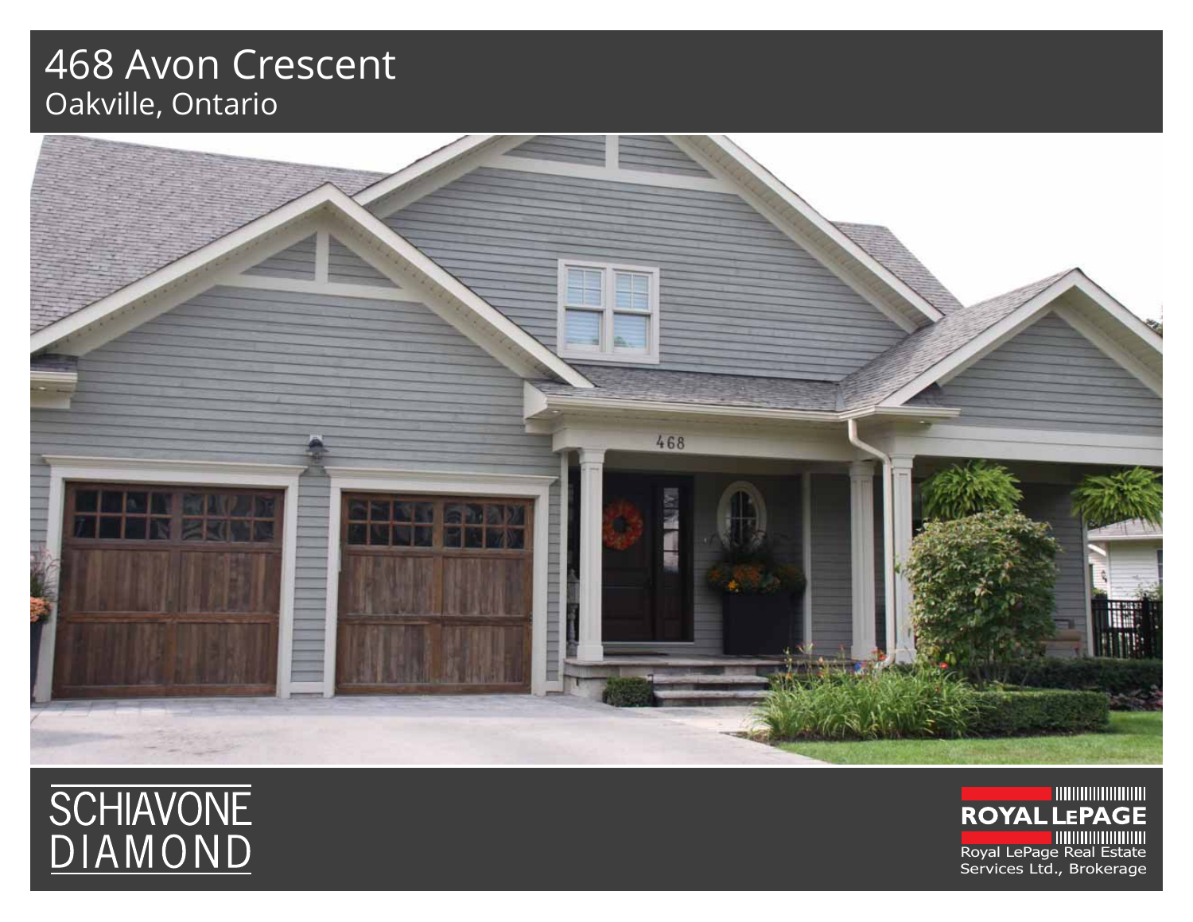# 468 Avon Crescent

Oakville, Ontario

SCHIAVONE DIAMOND

ROYAL LEPAGE

Royal LePage Real Estate Services Ltd., Brokerage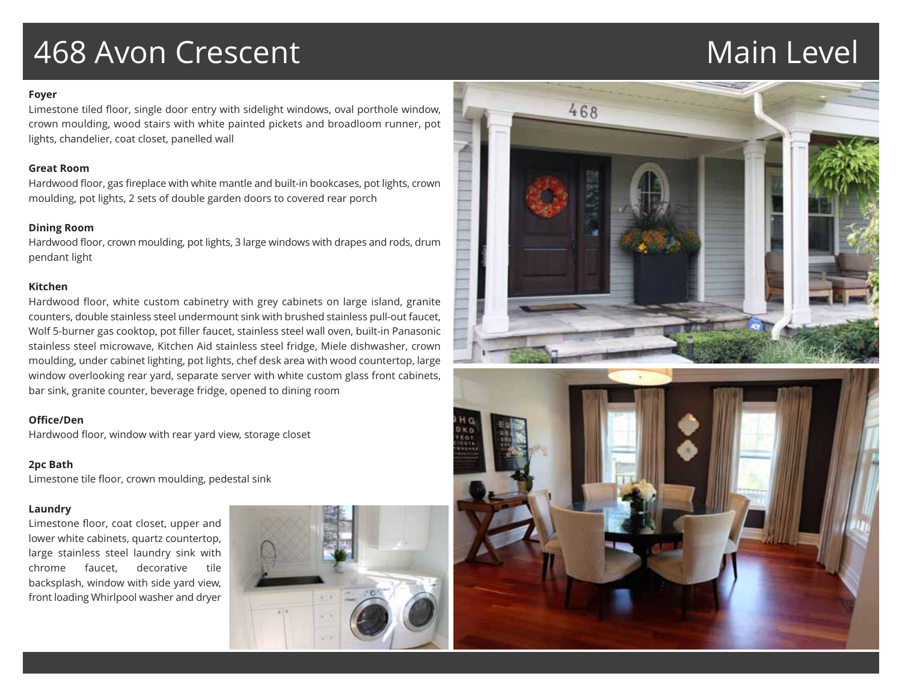# 468 Avon Crescent

## Main Level

**Foyer**

Limestone tiled floor, single door entry with sidelight windows, oval porthole window, crown moulding, wood stairs with white painted pickets and broadloom runner, pot lights, chandelier, coat closet, panelled wall

**Great Room**

Hardwood floor, gas fireplace with white mantle and built-in bookcases, pot lights, crown moulding, pot lights, 2 sets of double garden doors to covered rear porch

**Dining Room**

Hardwood floor, crown moulding, pot lights, 3 large windows with drapes and rods, drum pendant light

**Kitchen**

Hardwood floor, white custom cabinetry with grey cabinets on large island, granite counters, double stainless steel undermount sink with brushed stainless pull-out faucet, Wolf 5-burner gas cooktop, pot filler faucet, stainless steel wall oven, built-in Panasonic stainless steel microwave, Kitchen Aid stainless steel fridge, Miele dishwasher, crown moulding, under cabinet lighting, pot lights, chef desk area with wood countertop, large window overlooking rear yard, separate server with white custom glass front cabinets, bar sink, granite counter, beverage fridge, opened to dining room

**Office/Den**

Hardwood floor, window with rear yard view, storage closet

**2pc Bath**

Limestone tile floor, crown moulding, pedestal sink

**Laundry**

Limestone floor, coat closet, upper and lower white cabinets, quartz countertop, large stainless steel laundry sink with chrome faucet, decorative tile backsplash, window with side yard view, front loading Whirlpool washer and dryer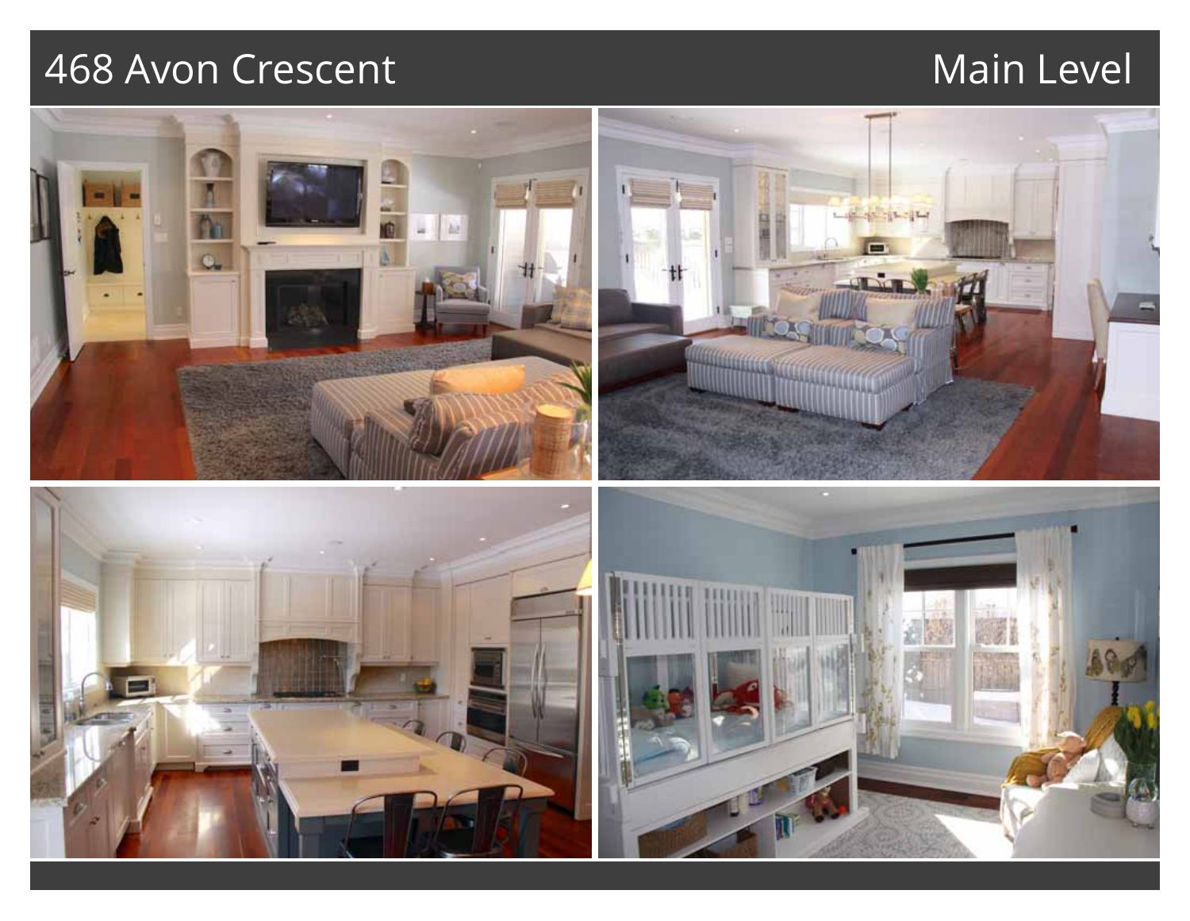# 468 Avon Crescent

## Main Level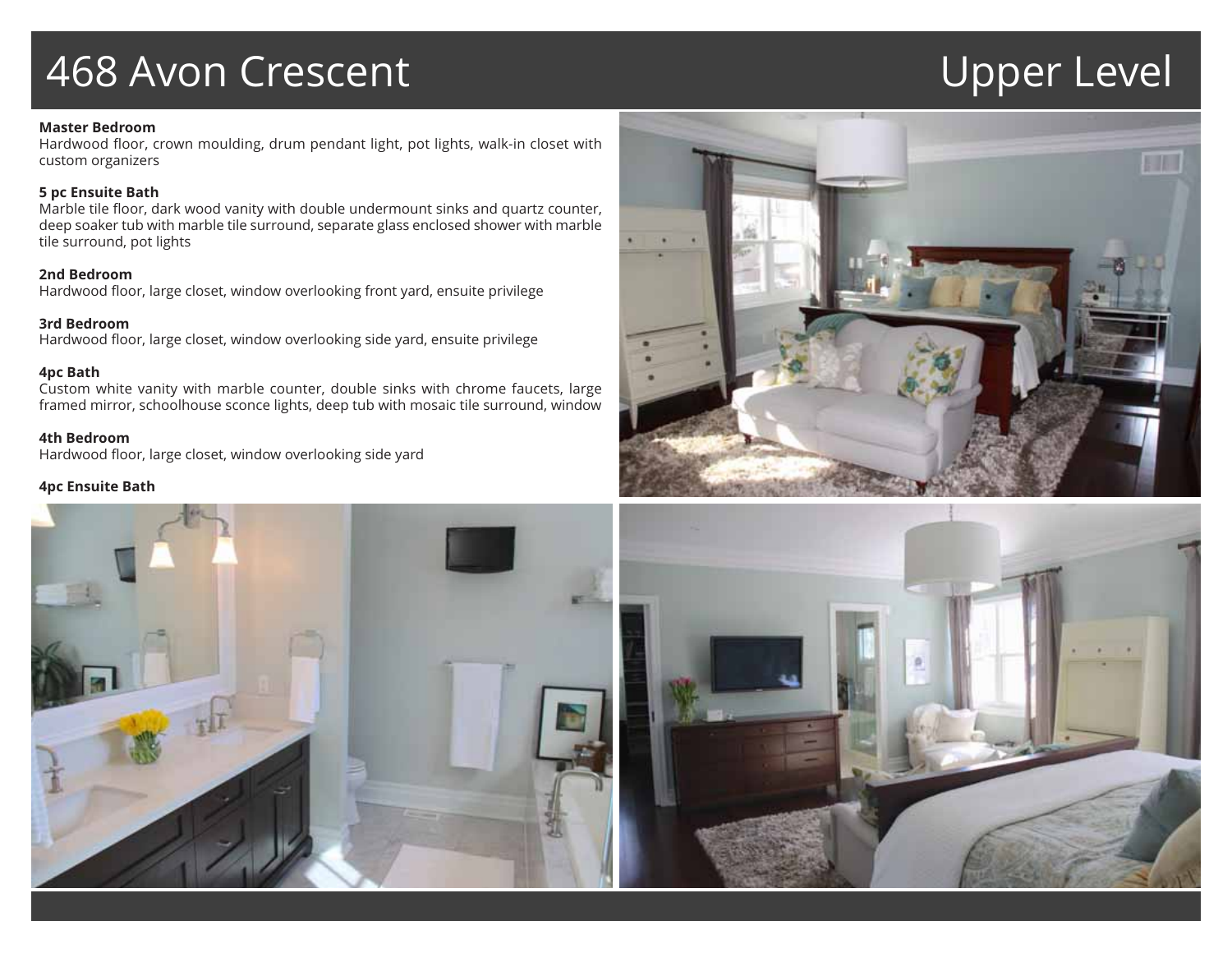# 468 Avon Crescent

## Upper Level

**Master Bedroom**
Hardwood floor, crown moulding, drum pendant light, pot lights, walk-in closet with custom organizers

**5 pc Ensuite Bath**
Marble tile floor, dark wood vanity with double undermount sinks and quartz counter, deep soaker tub with marble tile surround, separate glass enclosed shower with marble tile surround, pot lights

**2nd Bedroom**
Hardwood floor, large closet, window overlooking front yard, ensuite privilege

**3rd Bedroom**
Hardwood floor, large closet, window overlooking side yard, ensuite privilege

**4pc Bath**
Custom white vanity with marble counter, double sinks with chrome faucets, large framed mirror, schoolhouse sconce lights, deep tub with mosaic tile surround, window

**4th Bedroom**
Hardwood floor, large closet, window overlooking side yard

**4pc Ensuite Bath**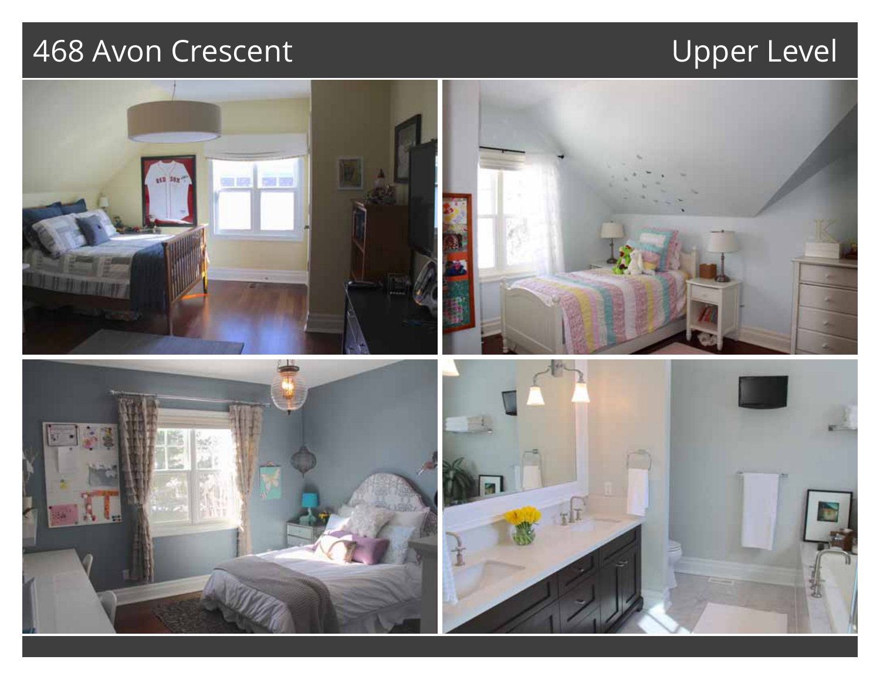# 468 Avon Crescent

## Upper Level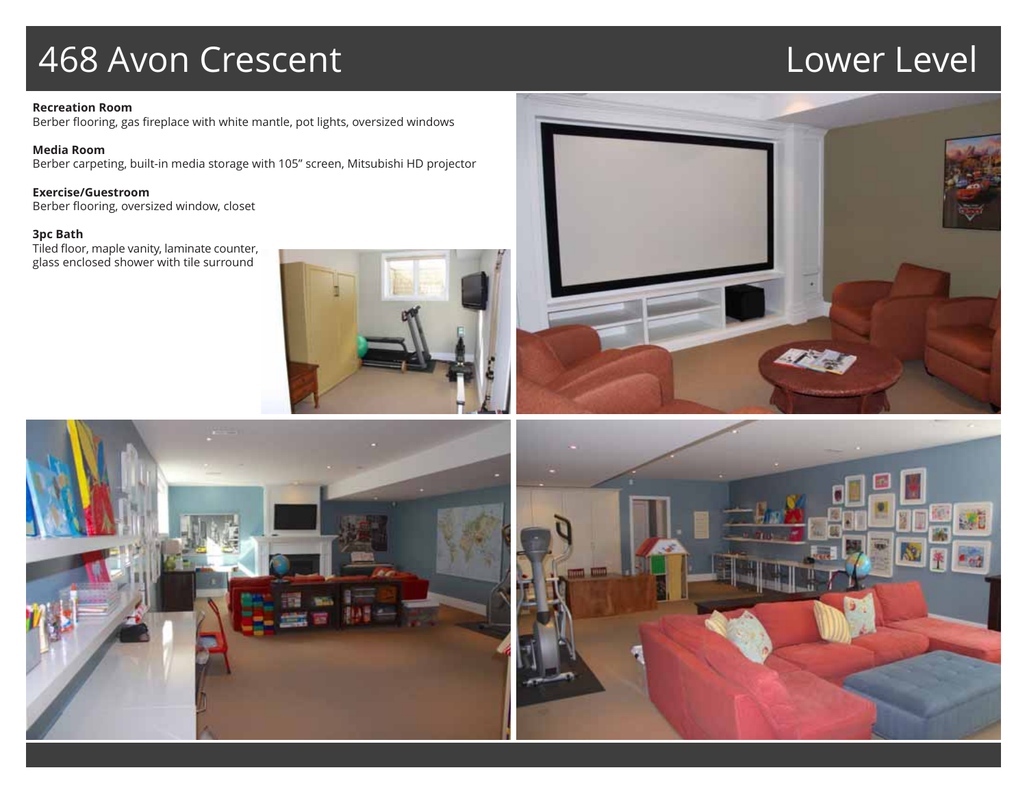# 468 Avon Crescent

## Lower Level

**Recreation Room**
Berber flooring, gas fireplace with white mantle, pot lights, oversized windows

**Media Room**
Berber carpeting, built-in media storage with 105" screen, Mitsubishi HD projector

**Exercise/Guestroom**
Berber flooring, oversized window, closet

**3pc Bath**
Tiled floor, maple vanity, laminate counter, glass enclosed shower with tile surround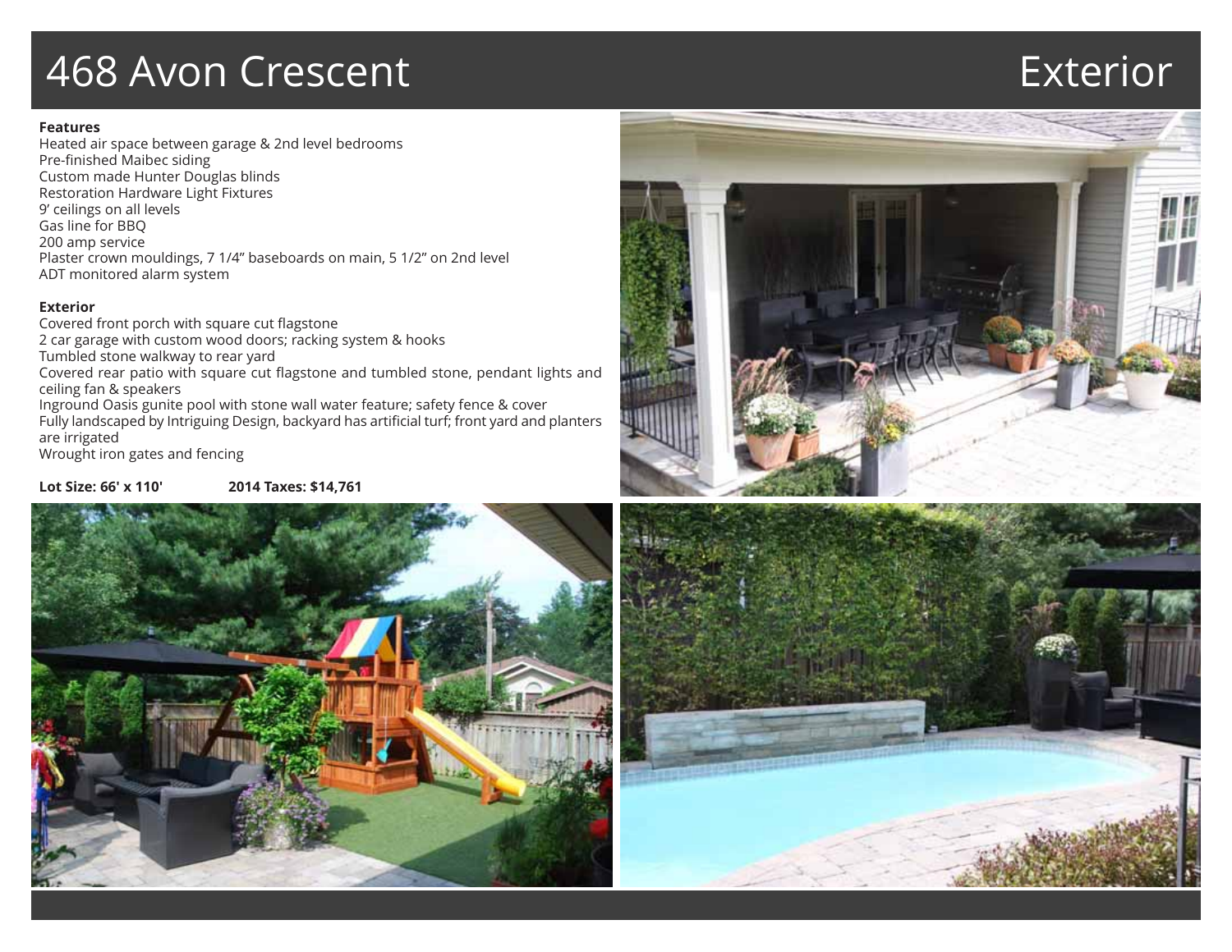# 468 Avon Crescent

# Exterior

**Features**

Heated air space between garage & 2nd level bedrooms
Pre-finished Maibec siding
Custom made Hunter Douglas blinds
Restoration Hardware Light Fixtures
9' ceilings on all levels
Gas line for BBQ
200 amp service
Plaster crown mouldings, 7 1/4" baseboards on main, 5 1/2" on 2nd level
ADT monitored alarm system

**Exterior**

Covered front porch with square cut flagstone
2 car garage with custom wood doors; racking system & hooks
Tumbled stone walkway to rear yard
Covered rear patio with square cut flagstone and tumbled stone, pendant lights and ceiling fan & speakers
Inground Oasis gunite pool with stone wall water feature; safety fence & cover
Fully landscaped by Intriguing Design, backyard has artificial turf; front yard and planters are irrigated
Wrought iron gates and fencing

**Lot Size: 66' x 110'** **2014 Taxes: $14,761**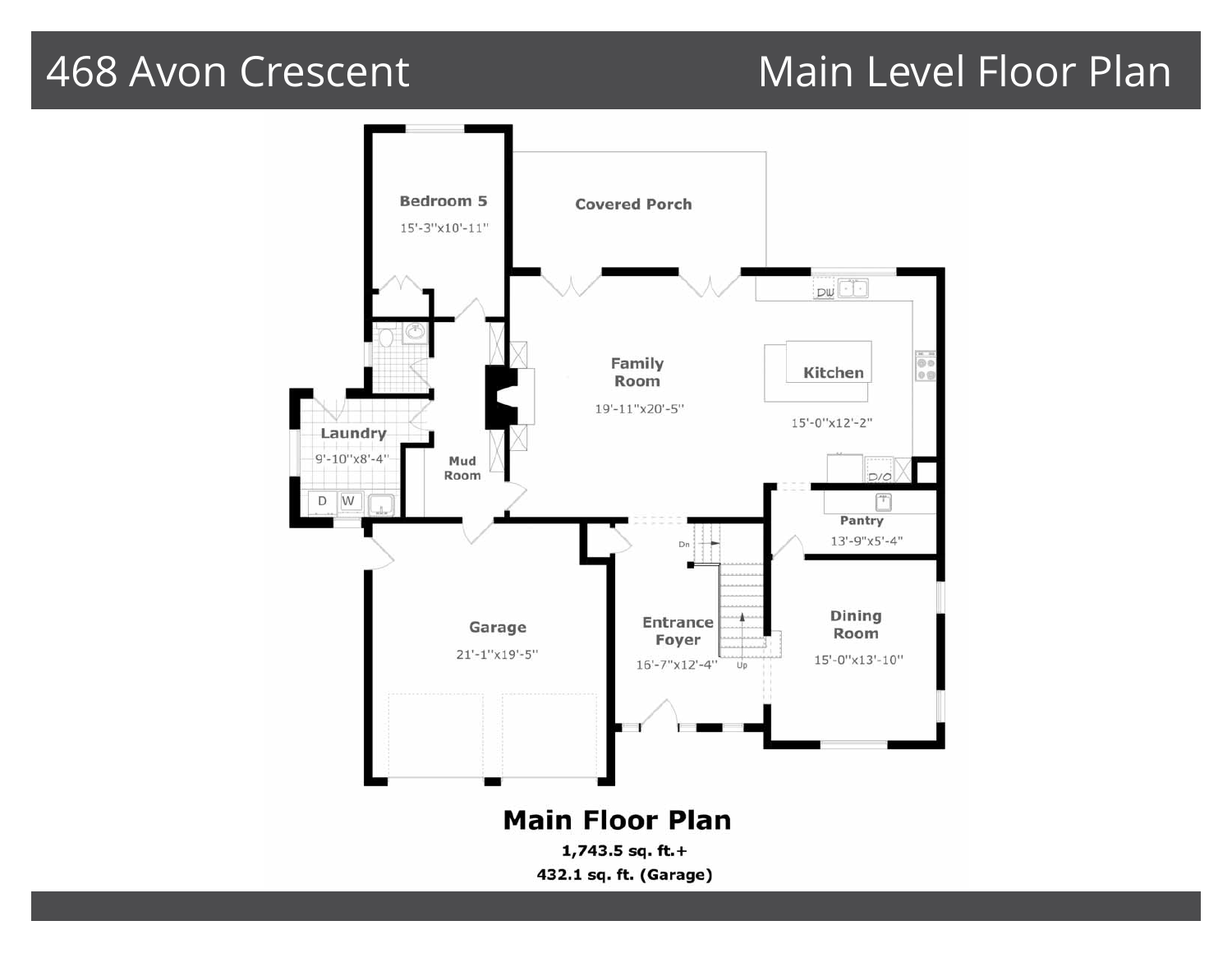# 468 Avon Crescent

## Main Level Floor Plan

Bedroom 5
15'-3"x10'-11"

Covered Porch

Family Room
19'-11"x20'-5"

Kitchen
15'-0"x12'-2"

Laundry
9'-10"x8'-4"

Mud Room

Pantry
13'-9"x5'-4"

Garage
21'-1"x19'-5"

Entrance Foyer
16'-7"x12'-4"

Dining Room
15'-0"x13'-10"

**Main Floor Plan**

**1,743.5 sq. ft.+**

**432.1 sq. ft. (Garage)**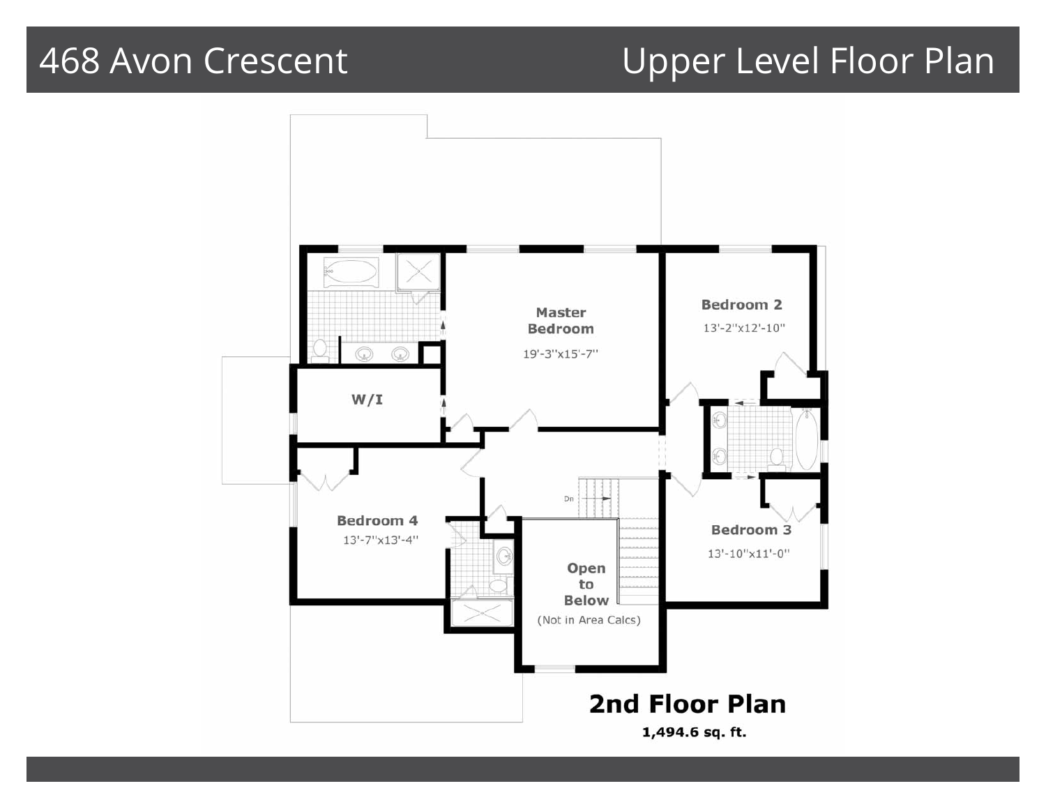# 468 Avon Crescent

## Upper Level Floor Plan

Master Bedroom
19'-3"x15'-7"

Bedroom 2
13'-2"x12'-10"

W/I

Bedroom 4
13'-7"x13'-4"

Bedroom 3
13'-10"x11'-0"

Dn

Open to Below
(Not in Area Calcs)

**2nd Floor Plan**

**1,494.6 sq. ft.**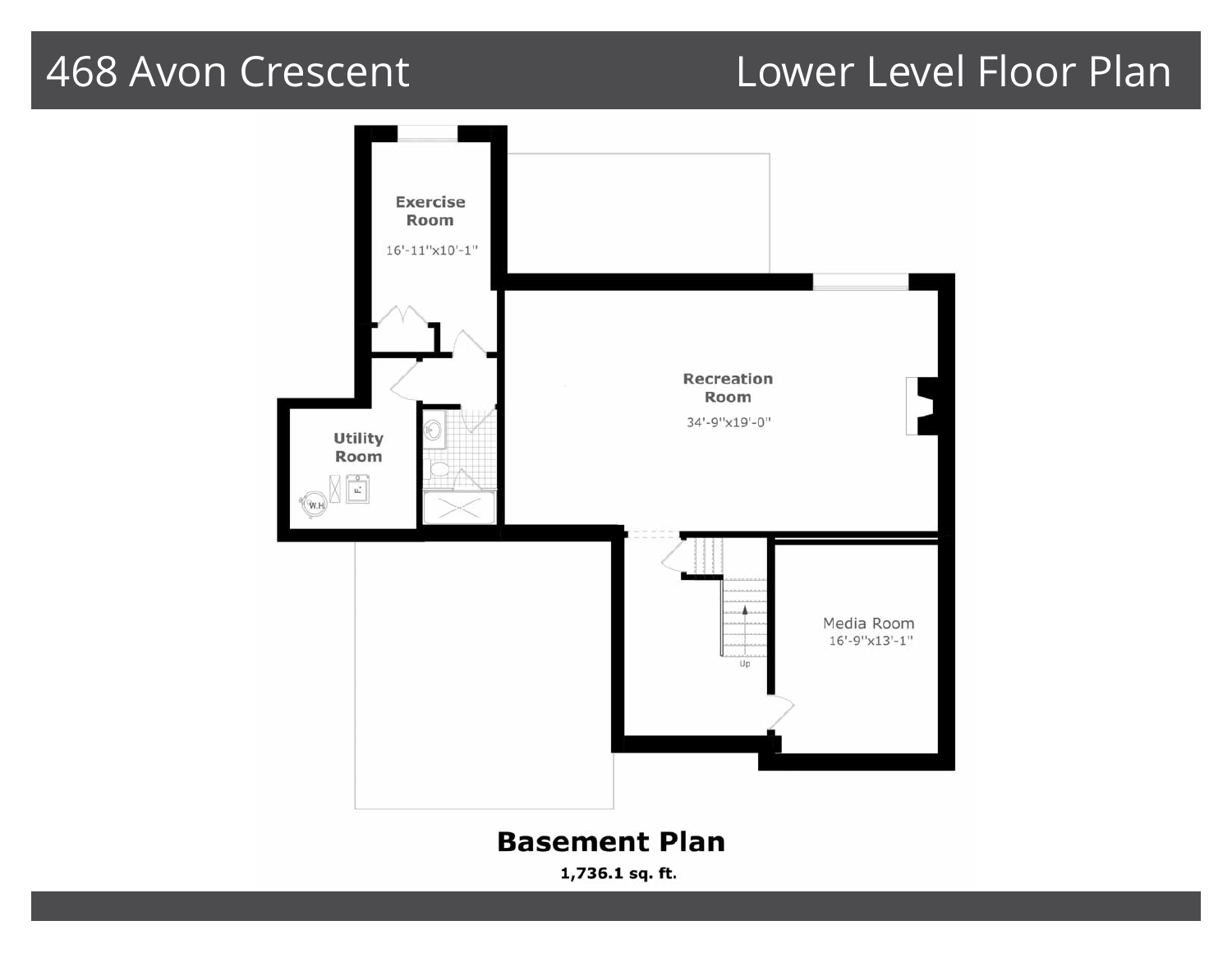# 468 Avon Crescent

## Lower Level Floor Plan

Exercise Room
16'-11"x10'-1"

Recreation Room
34'-9"x19'-0"

Utility Room

W.H.

F.

Media Room
16'-9"x13'-1"

Up

**Basement Plan**

**1,736.1 sq. ft.**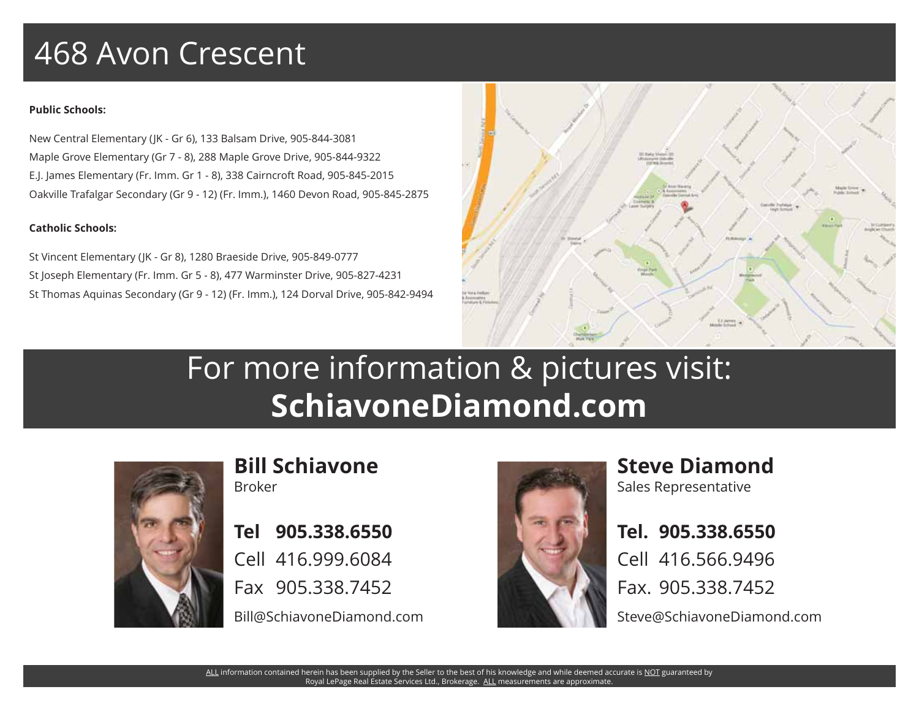# 468 Avon Crescent

**Public Schools:**

New Central Elementary (JK - Gr 6), 133 Balsam Drive, 905-844-3081
Maple Grove Elementary (Gr 7 - 8), 288 Maple Grove Drive, 905-844-9322
E.J. James Elementary (Fr. Imm. Gr 1 - 8), 338 Cairncroft Road, 905-845-2015
Oakville Trafalgar Secondary (Gr 9 - 12) (Fr. Imm.), 1460 Devon Road, 905-845-2875

**Catholic Schools:**

St Vincent Elementary (JK - Gr 8), 1280 Braeside Drive, 905-849-0777
St Joseph Elementary (Fr. Imm. Gr 5 - 8), 477 Warminster Drive, 905-827-4231
St Thomas Aquinas Secondary (Gr 9 - 12) (Fr. Imm.), 124 Dorval Drive, 905-842-9494

## For more information & pictures visit: **SchiavoneDiamond.com**

**Bill Schiavone**
Broker

**Tel 905.338.6550**
Cell 416.999.6084
Fax 905.338.7452
Bill@SchiavoneDiamond.com

**Steve Diamond**
Sales Representative

**Tel. 905.338.6550**
Cell 416.566.9496
Fax. 905.338.7452
Steve@SchiavoneDiamond.com

ALL information contained herein has been supplied by the Seller to the best of his knowledge and while deemed accurate is NOT guaranteed by Royal LePage Real Estate Services Ltd., Brokerage. ALL measurements are approximate.